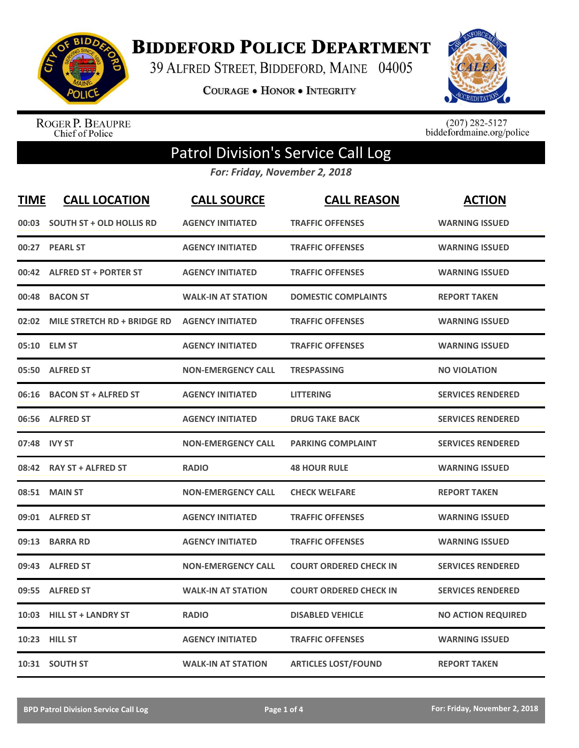# Biddeford Police Department

39 Alfred Street, Biddeford, Maine 04005

Courage • Honor • Integrity

Roger P. Beaupre
Chief of Police

(207) 282-5127
biddefordmaine.org/police

## Patrol Division's Service Call Log

*For: Friday, November 2, 2018*

| TIME | CALL LOCATION | CALL SOURCE | CALL REASON | ACTION |
|---|---|---|---|---|
| 00:03 | SOUTH ST + OLD HOLLIS RD | AGENCY INITIATED | TRAFFIC OFFENSES | WARNING ISSUED |
| 00:27 | PEARL ST | AGENCY INITIATED | TRAFFIC OFFENSES | WARNING ISSUED |
| 00:42 | ALFRED ST + PORTER ST | AGENCY INITIATED | TRAFFIC OFFENSES | WARNING ISSUED |
| 00:48 | BACON ST | WALK-IN AT STATION | DOMESTIC COMPLAINTS | REPORT TAKEN |
| 02:02 | MILE STRETCH RD + BRIDGE RD | AGENCY INITIATED | TRAFFIC OFFENSES | WARNING ISSUED |
| 05:10 | ELM ST | AGENCY INITIATED | TRAFFIC OFFENSES | WARNING ISSUED |
| 05:50 | ALFRED ST | NON-EMERGENCY CALL | TRESPASSING | NO VIOLATION |
| 06:16 | BACON ST + ALFRED ST | AGENCY INITIATED | LITTERING | SERVICES RENDERED |
| 06:56 | ALFRED ST | AGENCY INITIATED | DRUG TAKE BACK | SERVICES RENDERED |
| 07:48 | IVY ST | NON-EMERGENCY CALL | PARKING COMPLAINT | SERVICES RENDERED |
| 08:42 | RAY ST + ALFRED ST | RADIO | 48 HOUR RULE | WARNING ISSUED |
| 08:51 | MAIN ST | NON-EMERGENCY CALL | CHECK WELFARE | REPORT TAKEN |
| 09:01 | ALFRED ST | AGENCY INITIATED | TRAFFIC OFFENSES | WARNING ISSUED |
| 09:13 | BARRA RD | AGENCY INITIATED | TRAFFIC OFFENSES | WARNING ISSUED |
| 09:43 | ALFRED ST | NON-EMERGENCY CALL | COURT ORDERED CHECK IN | SERVICES RENDERED |
| 09:55 | ALFRED ST | WALK-IN AT STATION | COURT ORDERED CHECK IN | SERVICES RENDERED |
| 10:03 | HILL ST + LANDRY ST | RADIO | DISABLED VEHICLE | NO ACTION REQUIRED |
| 10:23 | HILL ST | AGENCY INITIATED | TRAFFIC OFFENSES | WARNING ISSUED |
| 10:31 | SOUTH ST | WALK-IN AT STATION | ARTICLES LOST/FOUND | REPORT TAKEN |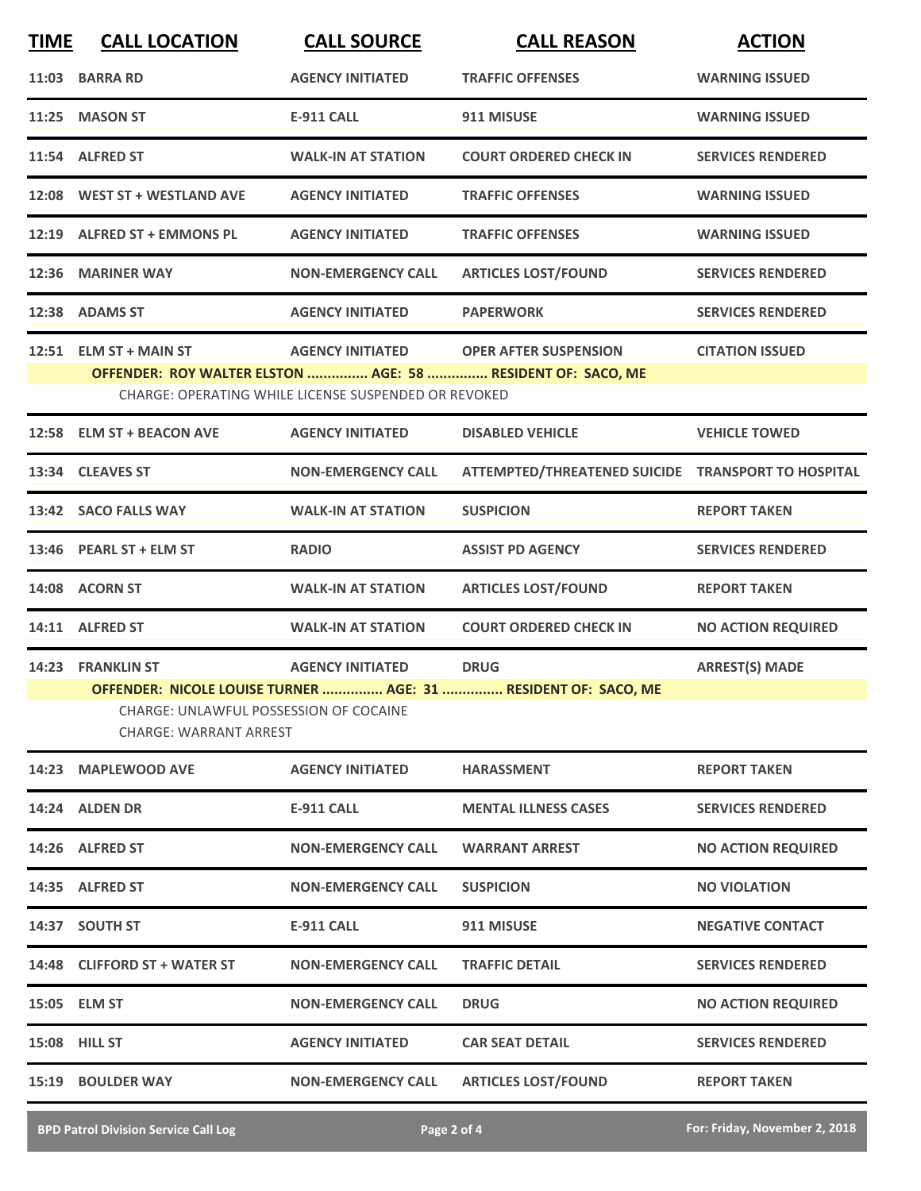| TIME | CALL LOCATION | CALL SOURCE | CALL REASON | ACTION |
|---|---|---|---|---|
| 11:03 | BARRA RD | AGENCY INITIATED | TRAFFIC OFFENSES | WARNING ISSUED |
| 11:25 | MASON ST | E-911 CALL | 911 MISUSE | WARNING ISSUED |
| 11:54 | ALFRED ST | WALK-IN AT STATION | COURT ORDERED CHECK IN | SERVICES RENDERED |
| 12:08 | WEST ST + WESTLAND AVE | AGENCY INITIATED | TRAFFIC OFFENSES | WARNING ISSUED |
| 12:19 | ALFRED ST + EMMONS PL | AGENCY INITIATED | TRAFFIC OFFENSES | WARNING ISSUED |
| 12:36 | MARINER WAY | NON-EMERGENCY CALL | ARTICLES LOST/FOUND | SERVICES RENDERED |
| 12:38 | ADAMS ST | AGENCY INITIATED | PAPERWORK | SERVICES RENDERED |
| 12:51 | ELM ST + MAIN ST | AGENCY INITIATED | OPER AFTER SUSPENSION | CITATION ISSUED |
| | **OFFENDER: ROY WALTER ELSTON ............... AGE: 58 ............... RESIDENT OF: SACO, ME** | | | |
| | CHARGE: OPERATING WHILE LICENSE SUSPENDED OR REVOKED | | | |
| 12:58 | ELM ST + BEACON AVE | AGENCY INITIATED | DISABLED VEHICLE | VEHICLE TOWED |
| 13:34 | CLEAVES ST | NON-EMERGENCY CALL | ATTEMPTED/THREATENED SUICIDE | TRANSPORT TO HOSPITAL |
| 13:42 | SACO FALLS WAY | WALK-IN AT STATION | SUSPICION | REPORT TAKEN |
| 13:46 | PEARL ST + ELM ST | RADIO | ASSIST PD AGENCY | SERVICES RENDERED |
| 14:08 | ACORN ST | WALK-IN AT STATION | ARTICLES LOST/FOUND | REPORT TAKEN |
| 14:11 | ALFRED ST | WALK-IN AT STATION | COURT ORDERED CHECK IN | NO ACTION REQUIRED |
| 14:23 | FRANKLIN ST | AGENCY INITIATED | DRUG | ARREST(S) MADE |
| | **OFFENDER: NICOLE LOUISE TURNER ............... AGE: 31 ............... RESIDENT OF: SACO, ME** | | | |
| | CHARGE: UNLAWFUL POSSESSION OF COCAINE | | | |
| | CHARGE: WARRANT ARREST | | | |
| 14:23 | MAPLEWOOD AVE | AGENCY INITIATED | HARASSMENT | REPORT TAKEN |
| 14:24 | ALDEN DR | E-911 CALL | MENTAL ILLNESS CASES | SERVICES RENDERED |
| 14:26 | ALFRED ST | NON-EMERGENCY CALL | WARRANT ARREST | NO ACTION REQUIRED |
| 14:35 | ALFRED ST | NON-EMERGENCY CALL | SUSPICION | NO VIOLATION |
| 14:37 | SOUTH ST | E-911 CALL | 911 MISUSE | NEGATIVE CONTACT |
| 14:48 | CLIFFORD ST + WATER ST | NON-EMERGENCY CALL | TRAFFIC DETAIL | SERVICES RENDERED |
| 15:05 | ELM ST | NON-EMERGENCY CALL | DRUG | NO ACTION REQUIRED |
| 15:08 | HILL ST | AGENCY INITIATED | CAR SEAT DETAIL | SERVICES RENDERED |
| 15:19 | BOULDER WAY | NON-EMERGENCY CALL | ARTICLES LOST/FOUND | REPORT TAKEN |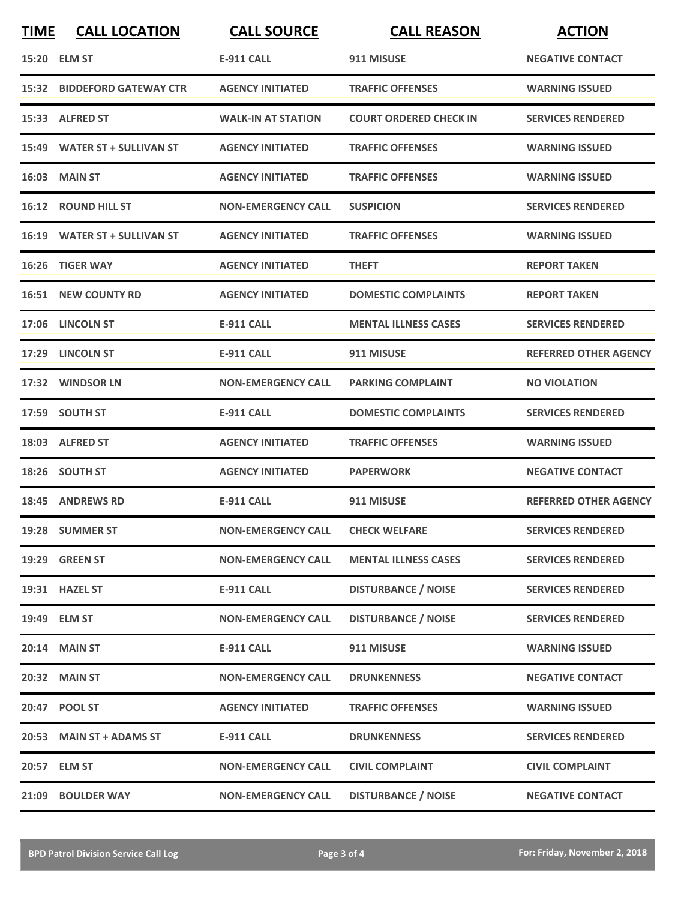| TIME | CALL LOCATION | CALL SOURCE | CALL REASON | ACTION |
|---|---|---|---|---|
| 15:20 | ELM ST | E-911 CALL | 911 MISUSE | NEGATIVE CONTACT |
| 15:32 | BIDDEFORD GATEWAY CTR | AGENCY INITIATED | TRAFFIC OFFENSES | WARNING ISSUED |
| 15:33 | ALFRED ST | WALK-IN AT STATION | COURT ORDERED CHECK IN | SERVICES RENDERED |
| 15:49 | WATER ST + SULLIVAN ST | AGENCY INITIATED | TRAFFIC OFFENSES | WARNING ISSUED |
| 16:03 | MAIN ST | AGENCY INITIATED | TRAFFIC OFFENSES | WARNING ISSUED |
| 16:12 | ROUND HILL ST | NON-EMERGENCY CALL | SUSPICION | SERVICES RENDERED |
| 16:19 | WATER ST + SULLIVAN ST | AGENCY INITIATED | TRAFFIC OFFENSES | WARNING ISSUED |
| 16:26 | TIGER WAY | AGENCY INITIATED | THEFT | REPORT TAKEN |
| 16:51 | NEW COUNTY RD | AGENCY INITIATED | DOMESTIC COMPLAINTS | REPORT TAKEN |
| 17:06 | LINCOLN ST | E-911 CALL | MENTAL ILLNESS CASES | SERVICES RENDERED |
| 17:29 | LINCOLN ST | E-911 CALL | 911 MISUSE | REFERRED OTHER AGENCY |
| 17:32 | WINDSOR LN | NON-EMERGENCY CALL | PARKING COMPLAINT | NO VIOLATION |
| 17:59 | SOUTH ST | E-911 CALL | DOMESTIC COMPLAINTS | SERVICES RENDERED |
| 18:03 | ALFRED ST | AGENCY INITIATED | TRAFFIC OFFENSES | WARNING ISSUED |
| 18:26 | SOUTH ST | AGENCY INITIATED | PAPERWORK | NEGATIVE CONTACT |
| 18:45 | ANDREWS RD | E-911 CALL | 911 MISUSE | REFERRED OTHER AGENCY |
| 19:28 | SUMMER ST | NON-EMERGENCY CALL | CHECK WELFARE | SERVICES RENDERED |
| 19:29 | GREEN ST | NON-EMERGENCY CALL | MENTAL ILLNESS CASES | SERVICES RENDERED |
| 19:31 | HAZEL ST | E-911 CALL | DISTURBANCE / NOISE | SERVICES RENDERED |
| 19:49 | ELM ST | NON-EMERGENCY CALL | DISTURBANCE / NOISE | SERVICES RENDERED |
| 20:14 | MAIN ST | E-911 CALL | 911 MISUSE | WARNING ISSUED |
| 20:32 | MAIN ST | NON-EMERGENCY CALL | DRUNKENNESS | NEGATIVE CONTACT |
| 20:47 | POOL ST | AGENCY INITIATED | TRAFFIC OFFENSES | WARNING ISSUED |
| 20:53 | MAIN ST + ADAMS ST | E-911 CALL | DRUNKENNESS | SERVICES RENDERED |
| 20:57 | ELM ST | NON-EMERGENCY CALL | CIVIL COMPLAINT | CIVIL COMPLAINT |
| 21:09 | BOULDER WAY | NON-EMERGENCY CALL | DISTURBANCE / NOISE | NEGATIVE CONTACT |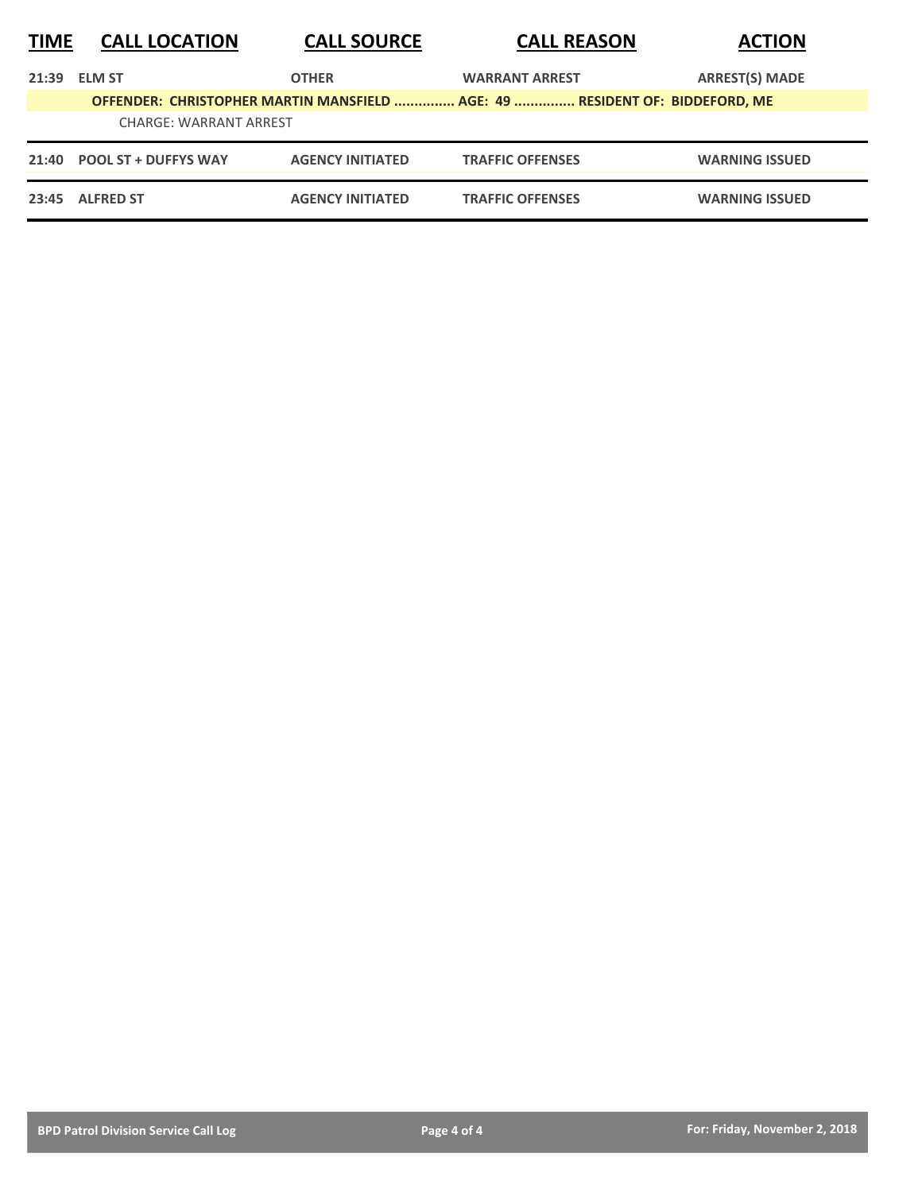| TIME | CALL LOCATION | CALL SOURCE | CALL REASON | ACTION |
|---|---|---|---|---|
| 21:39 | ELM ST | OTHER | WARRANT ARREST | ARREST(S) MADE |
| | **OFFENDER: CHRISTOPHER MARTIN MANSFIELD ............... AGE: 49 ............... RESIDENT OF: BIDDEFORD, ME** | | | |
| | CHARGE: WARRANT ARREST | | | |
| 21:40 | POOL ST + DUFFYS WAY | AGENCY INITIATED | TRAFFIC OFFENSES | WARNING ISSUED |
| 23:45 | ALFRED ST | AGENCY INITIATED | TRAFFIC OFFENSES | WARNING ISSUED |